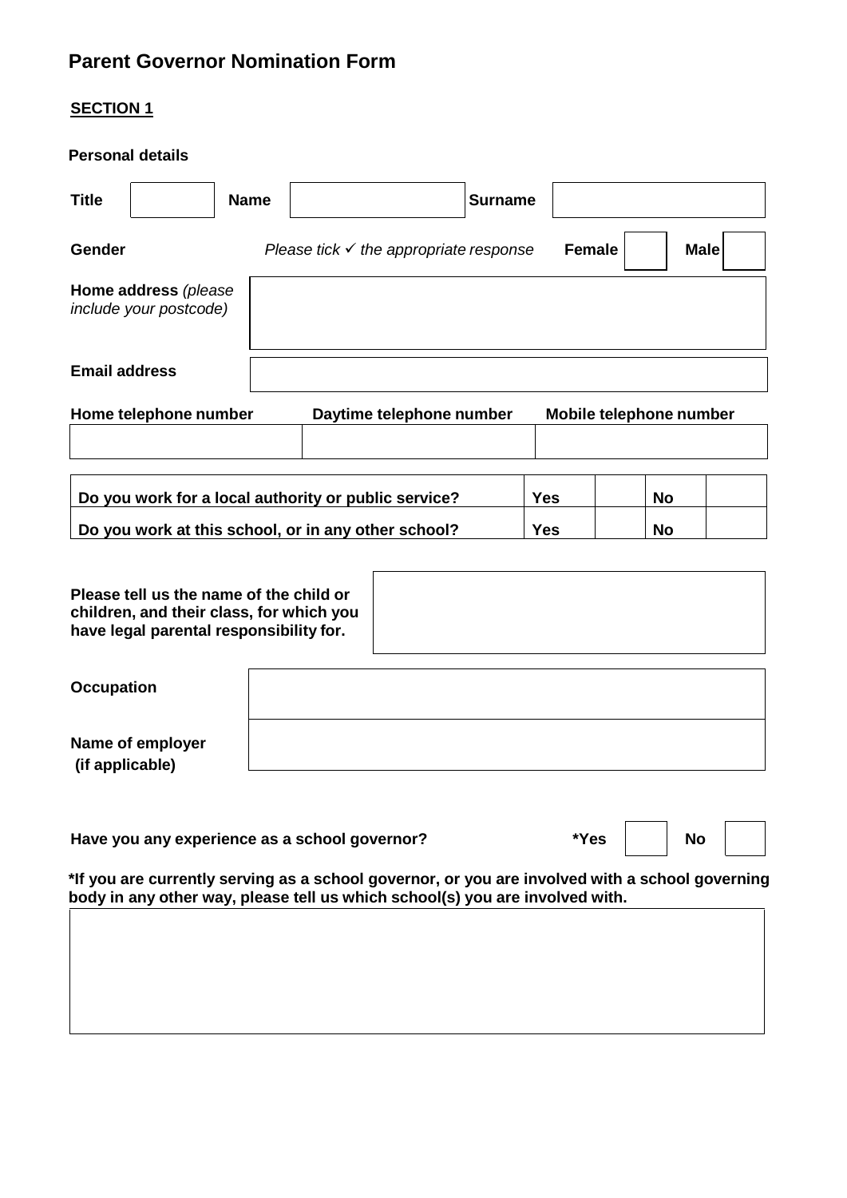# Parent Governor Nomination Form

## SECTION 1

**Personal details**

| **Title** | | **Name** | | **Surname** | |
|---|---|---|---|---|---|

| **Gender** | *Please tick ✓ the appropriate response* | **Female** | | **Male** | |
|---|---|---|---|---|---|

| **Home address** *(please include your postcode)* | |
|---|---|
| **Email address** | |

| **Home telephone number** | **Daytime telephone number** | **Mobile telephone number** |
|---|---|---|
| | | |

| | | | | |
|---|---|---|---|---|
| **Do you work for a local authority or public service?** | **Yes** | | **No** | |
| **Do you work at this school, or in any other school?** | **Yes** | | **No** | |

| **Please tell us the name of the child or children, and their class, for which you have legal parental responsibility for.** | |
|---|---|

| **Occupation** | |
|---|---|
| **Name of employer (if applicable)** | |

| **Have you any experience as a school governor?** | **\*Yes** | | **No** | |
|---|---|---|---|---|

**\*If you are currently serving as a school governor, or you are involved with a school governing body in any other way, please tell us which school(s) you are involved with.**

| |
|---|
| |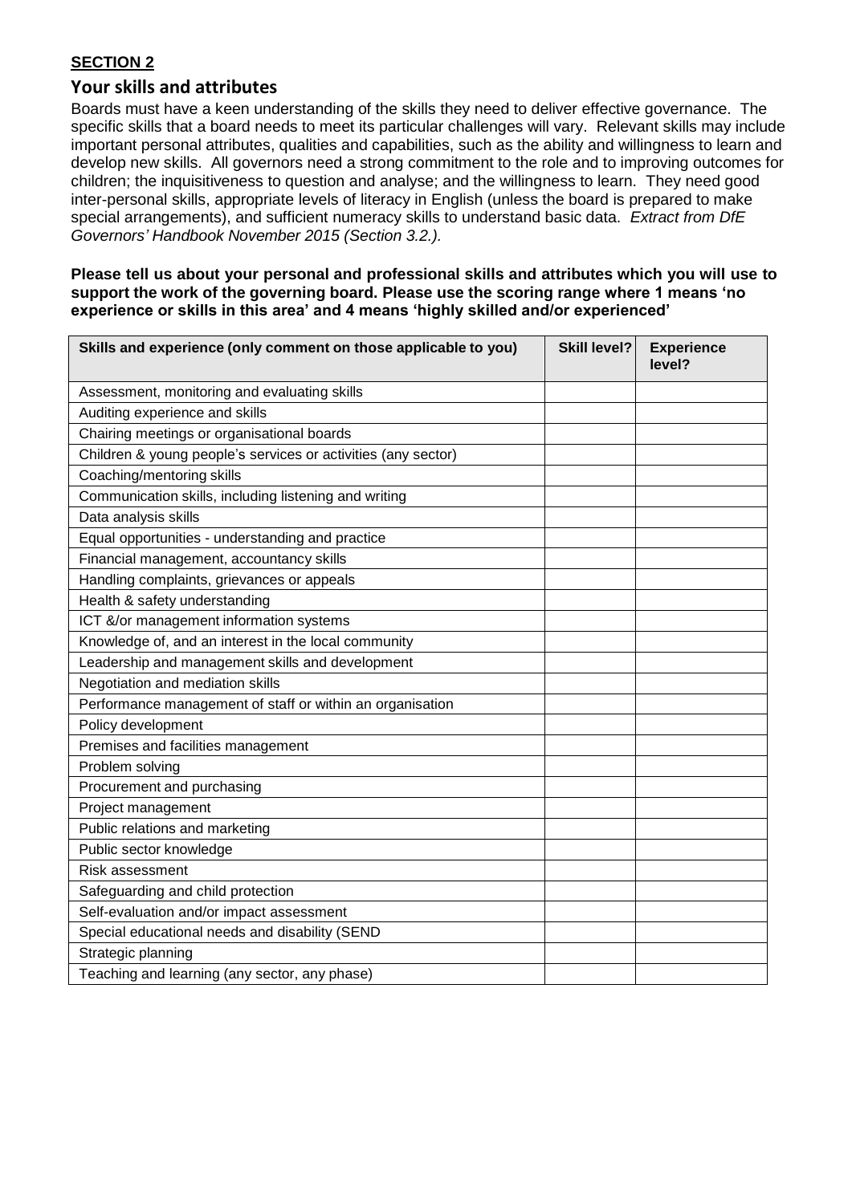**SECTION 2**

## Your skills and attributes

Boards must have a keen understanding of the skills they need to deliver effective governance. The specific skills that a board needs to meet its particular challenges will vary. Relevant skills may include important personal attributes, qualities and capabilities, such as the ability and willingness to learn and develop new skills. All governors need a strong commitment to the role and to improving outcomes for children; the inquisitiveness to question and analyse; and the willingness to learn. They need good inter-personal skills, appropriate levels of literacy in English (unless the board is prepared to make special arrangements), and sufficient numeracy skills to understand basic data. *Extract from DfE Governors' Handbook November 2015 (Section 3.2.).*

**Please tell us about your personal and professional skills and attributes which you will use to support the work of the governing board. Please use the scoring range where 1 means 'no experience or skills in this area' and 4 means 'highly skilled and/or experienced'**

| Skills and experience (only comment on those applicable to you) | Skill level? | Experience level? |
| --- | --- | --- |
| Assessment, monitoring and evaluating skills | | |
| Auditing experience and skills | | |
| Chairing meetings or organisational boards | | |
| Children & young people's services or activities (any sector) | | |
| Coaching/mentoring skills | | |
| Communication skills, including listening and writing | | |
| Data analysis skills | | |
| Equal opportunities - understanding and practice | | |
| Financial management, accountancy skills | | |
| Handling complaints, grievances or appeals | | |
| Health & safety understanding | | |
| ICT &/or management information systems | | |
| Knowledge of, and an interest in the local community | | |
| Leadership and management skills and development | | |
| Negotiation and mediation skills | | |
| Performance management of staff or within an organisation | | |
| Policy development | | |
| Premises and facilities management | | |
| Problem solving | | |
| Procurement and purchasing | | |
| Project management | | |
| Public relations and marketing | | |
| Public sector knowledge | | |
| Risk assessment | | |
| Safeguarding and child protection | | |
| Self-evaluation and/or impact assessment | | |
| Special educational needs and disability (SEND | | |
| Strategic planning | | |
| Teaching and learning (any sector, any phase) | | |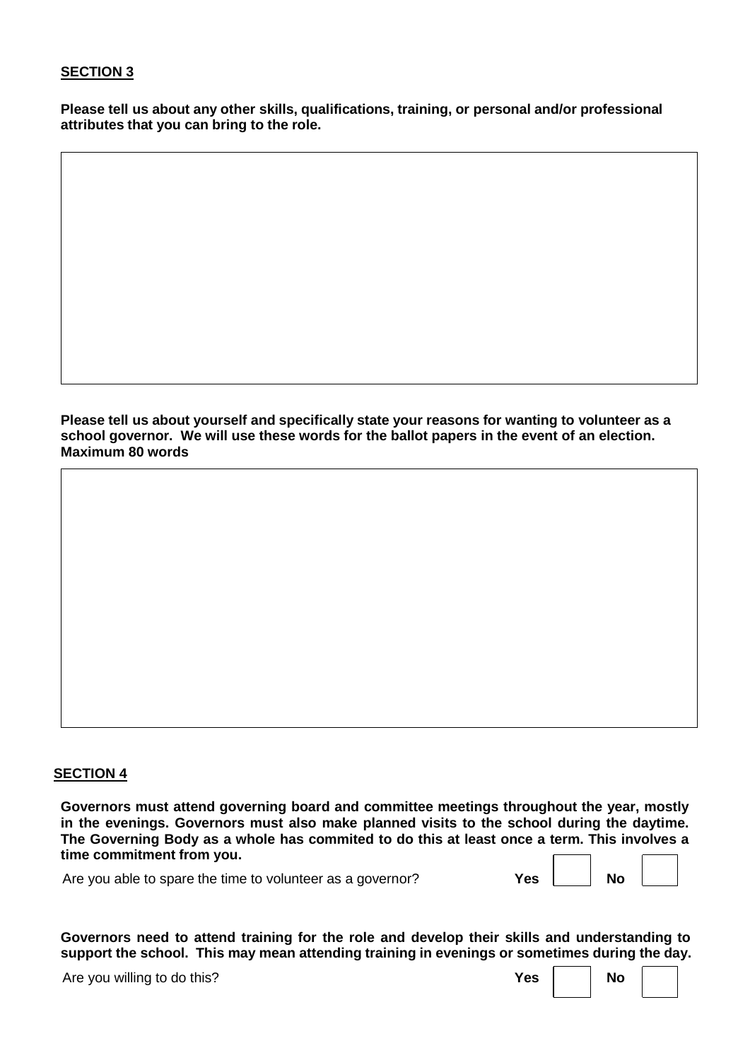**SECTION 3**

**Please tell us about any other skills, qualifications, training, or personal and/or professional attributes that you can bring to the role.**

| |
|---|
| |

**Please tell us about yourself and specifically state your reasons for wanting to volunteer as a school governor. We will use these words for the ballot papers in the event of an election. Maximum 80 words**

| |
|---|
| |

**SECTION 4**

**Governors must attend governing board and committee meetings throughout the year, mostly in the evenings. Governors must also make planned visits to the school during the daytime. The Governing Body as a whole has commited to do this at least once a term. This involves a time commitment from you.**

Are you able to spare the time to volunteer as a governor? **Yes** ☐ **No** ☐

**Governors need to attend training for the role and develop their skills and understanding to support the school. This may mean attending training in evenings or sometimes during the day.**

Are you willing to do this? **Yes** ☐ **No** ☐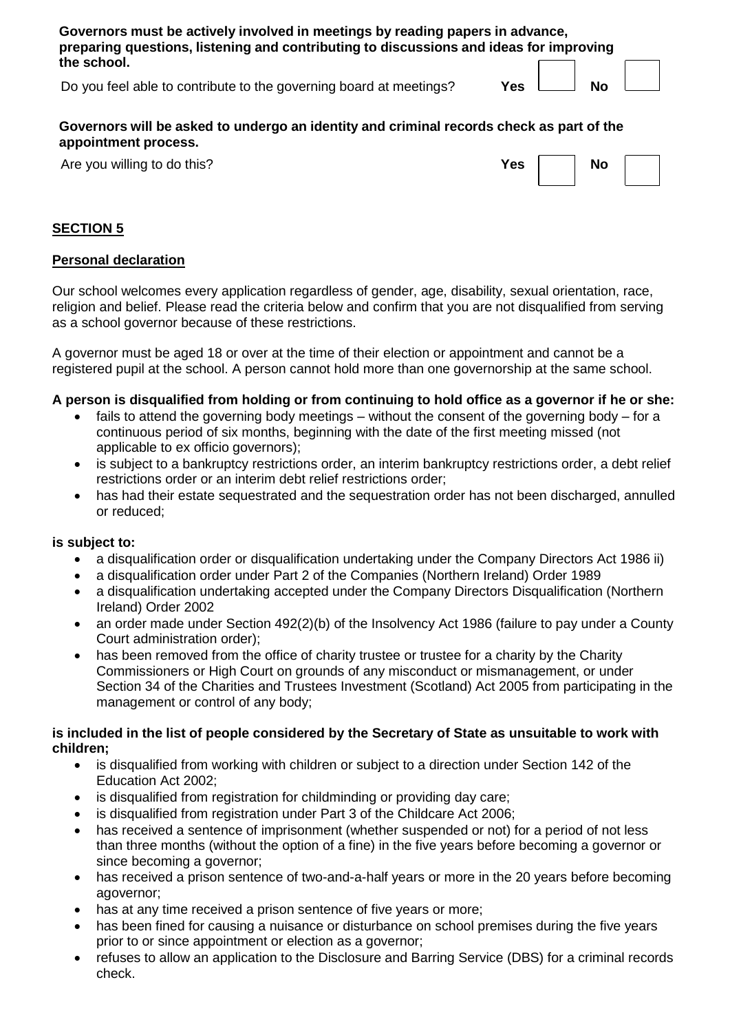**Governors must be actively involved in meetings by reading papers in advance, preparing questions, listening and contributing to discussions and ideas for improving the school.**

Do you feel able to contribute to the governing board at meetings? **Yes** ☐ **No** ☐

**Governors will be asked to undergo an identity and criminal records check as part of the appointment process.**

Are you willing to do this? **Yes** ☐ **No** ☐

## SECTION 5

### Personal declaration

Our school welcomes every application regardless of gender, age, disability, sexual orientation, race, religion and belief. Please read the criteria below and confirm that you are not disqualified from serving as a school governor because of these restrictions.

A governor must be aged 18 or over at the time of their election or appointment and cannot be a registered pupil at the school. A person cannot hold more than one governorship at the same school.

**A person is disqualified from holding or from continuing to hold office as a governor if he or she:**

- fails to attend the governing body meetings – without the consent of the governing body – for a continuous period of six months, beginning with the date of the first meeting missed (not applicable to ex officio governors);
- is subject to a bankruptcy restrictions order, an interim bankruptcy restrictions order, a debt relief restrictions order or an interim debt relief restrictions order;
- has had their estate sequestrated and the sequestration order has not been discharged, annulled or reduced;

**is subject to:**

- a disqualification order or disqualification undertaking under the Company Directors Act 1986 ii)
- a disqualification order under Part 2 of the Companies (Northern Ireland) Order 1989
- a disqualification undertaking accepted under the Company Directors Disqualification (Northern Ireland) Order 2002
- an order made under Section 492(2)(b) of the Insolvency Act 1986 (failure to pay under a County Court administration order);
- has been removed from the office of charity trustee or trustee for a charity by the Charity Commissioners or High Court on grounds of any misconduct or mismanagement, or under Section 34 of the Charities and Trustees Investment (Scotland) Act 2005 from participating in the management or control of any body;

**is included in the list of people considered by the Secretary of State as unsuitable to work with children;**

- is disqualified from working with children or subject to a direction under Section 142 of the Education Act 2002;
- is disqualified from registration for childminding or providing day care;
- is disqualified from registration under Part 3 of the Childcare Act 2006;
- has received a sentence of imprisonment (whether suspended or not) for a period of not less than three months (without the option of a fine) in the five years before becoming a governor or since becoming a governor;
- has received a prison sentence of two-and-a-half years or more in the 20 years before becoming agovernor;
- has at any time received a prison sentence of five years or more;
- has been fined for causing a nuisance or disturbance on school premises during the five years prior to or since appointment or election as a governor;
- refuses to allow an application to the Disclosure and Barring Service (DBS) for a criminal records check.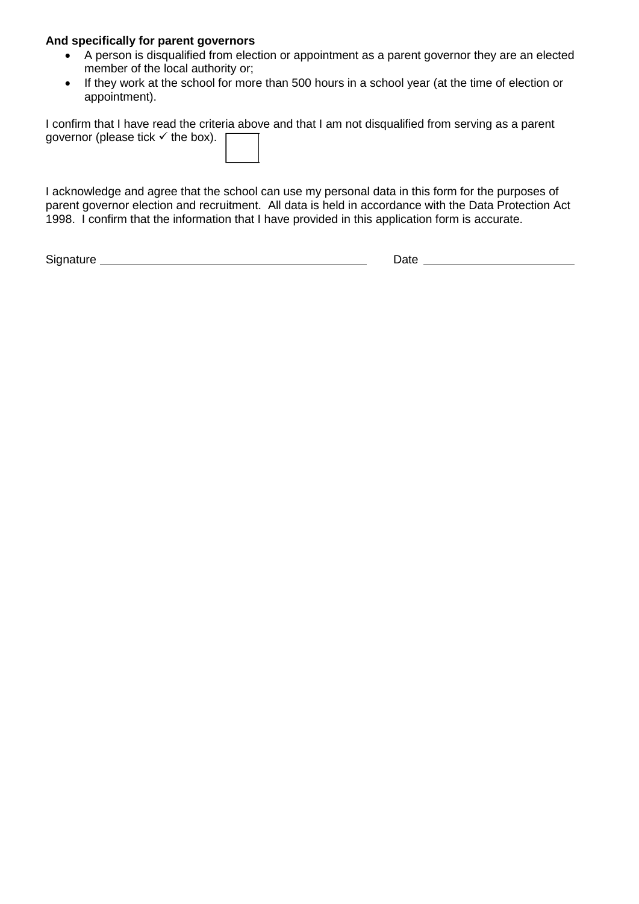**And specifically for parent governors**

- A person is disqualified from election or appointment as a parent governor they are an elected member of the local authority or;
- If they work at the school for more than 500 hours in a school year (at the time of election or appointment).

I confirm that I have read the criteria above and that I am not disqualified from serving as a parent governor (please tick ✓ the box). ☐

I acknowledge and agree that the school can use my personal data in this form for the purposes of parent governor election and recruitment. All data is held in accordance with the Data Protection Act 1998. I confirm that the information that I have provided in this application form is accurate.

Signature ________________________________________ Date ______________________